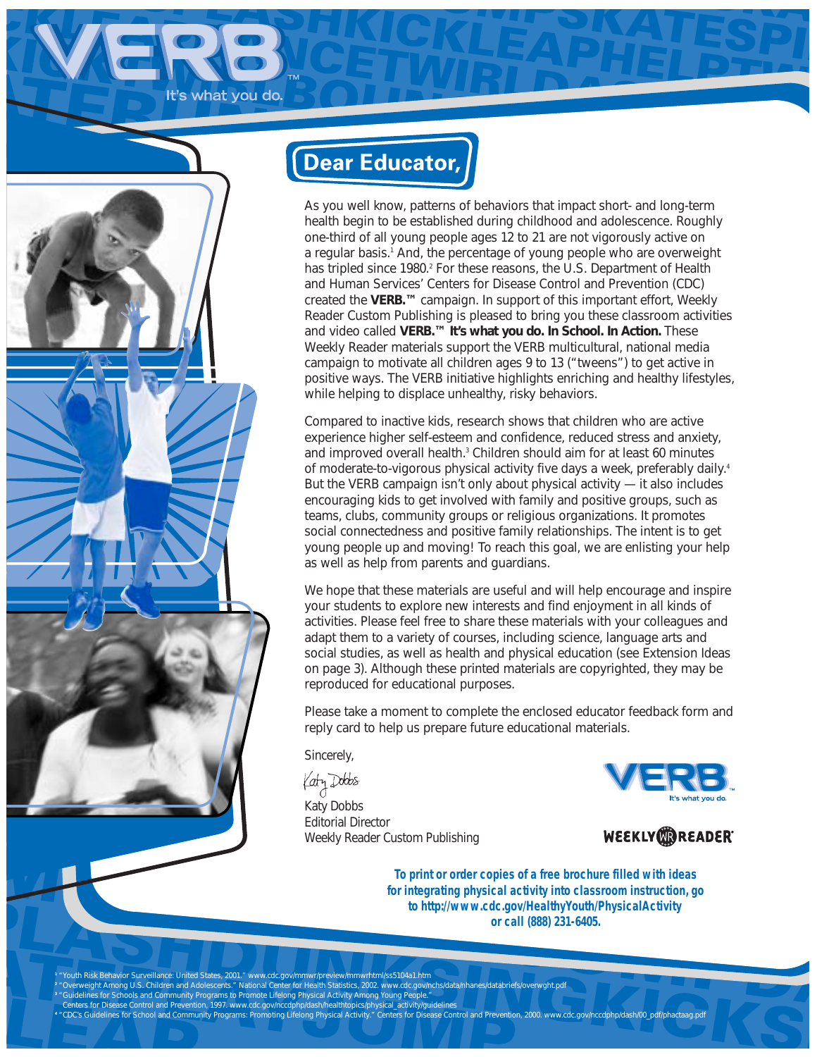VERB™ It's what you do.

# Dear Educator,

As you well know, patterns of behaviors that impact short- and long-term health begin to be established during childhood and adolescence. Roughly one-third of all young people ages 12 to 21 are not vigorously active on a regular basis.[1] And, the percentage of young people who are overweight has tripled since 1980.[2] For these reasons, the U.S. Department of Health and Human Services' Centers for Disease Control and Prevention (CDC) created the **VERB.™** campaign. In support of this important effort, Weekly Reader Custom Publishing is pleased to bring you these classroom activities and video called **VERB.™ It's what you do. In School. In Action.** These Weekly Reader materials support the VERB multicultural, national media campaign to motivate all children ages 9 to 13 ("tweens") to get active in positive ways. The VERB initiative highlights enriching and healthy lifestyles, while helping to displace unhealthy, risky behaviors.

Compared to inactive kids, research shows that children who are active experience higher self-esteem and confidence, reduced stress and anxiety, and improved overall health.[3] Children should aim for at least 60 minutes of moderate-to-vigorous physical activity five days a week, preferably daily.[4] But the VERB campaign isn't only about physical activity — it also includes encouraging kids to get involved with family and positive groups, such as teams, clubs, community groups or religious organizations. It promotes social connectedness and positive family relationships. The intent is to get young people up and moving! To reach this goal, we are enlisting your help as well as help from parents and guardians.

We hope that these materials are useful and will help encourage and inspire your students to explore new interests and find enjoyment in all kinds of activities. Please feel free to share these materials with your colleagues and adapt them to a variety of courses, including science, language arts and social studies, as well as health and physical education (see Extension Ideas on page 3). Although these printed materials are copyrighted, they may be reproduced for educational purposes.

Please take a moment to complete the enclosed educator feedback form and reply card to help us prepare future educational materials.

Sincerely,

Katy Dobbs
Editorial Director
Weekly Reader Custom Publishing

VERB™ It's what you do.

WEEKLY READER®

***To print or order copies of a free brochure filled with ideas for integrating physical activity into classroom instruction, go to http://www.cdc.gov/HealthyYouth/PhysicalActivity or call (888) 231-6405.***

[1] "Youth Risk Behavior Surveillance: United States, 2001." www.cdc.gov/mmwr/preview/mmwrhtml/ss5104a1.htm

[2] "Overweight Among U.S. Children and Adolescents." National Center for Health Statistics, 2002. www.cdc.gov/nchs/data/nhanes/databriefs/overwght.pdf

[3] "Guidelines for Schools and Community Programs to Promote Lifelong Physical Activity Among Young People." Centers for Disease Control and Prevention, 1997. www.cdc.gov/nccdphp/dash/healthtopics/physical_activity/guidelines

[4] "CDC's Guidelines for School and Community Programs: Promoting Lifelong Physical Activity." Centers for Disease Control and Prevention, 2000. www.cdc.gov/nccdphp/dash/00_pdf/phactaag.pdf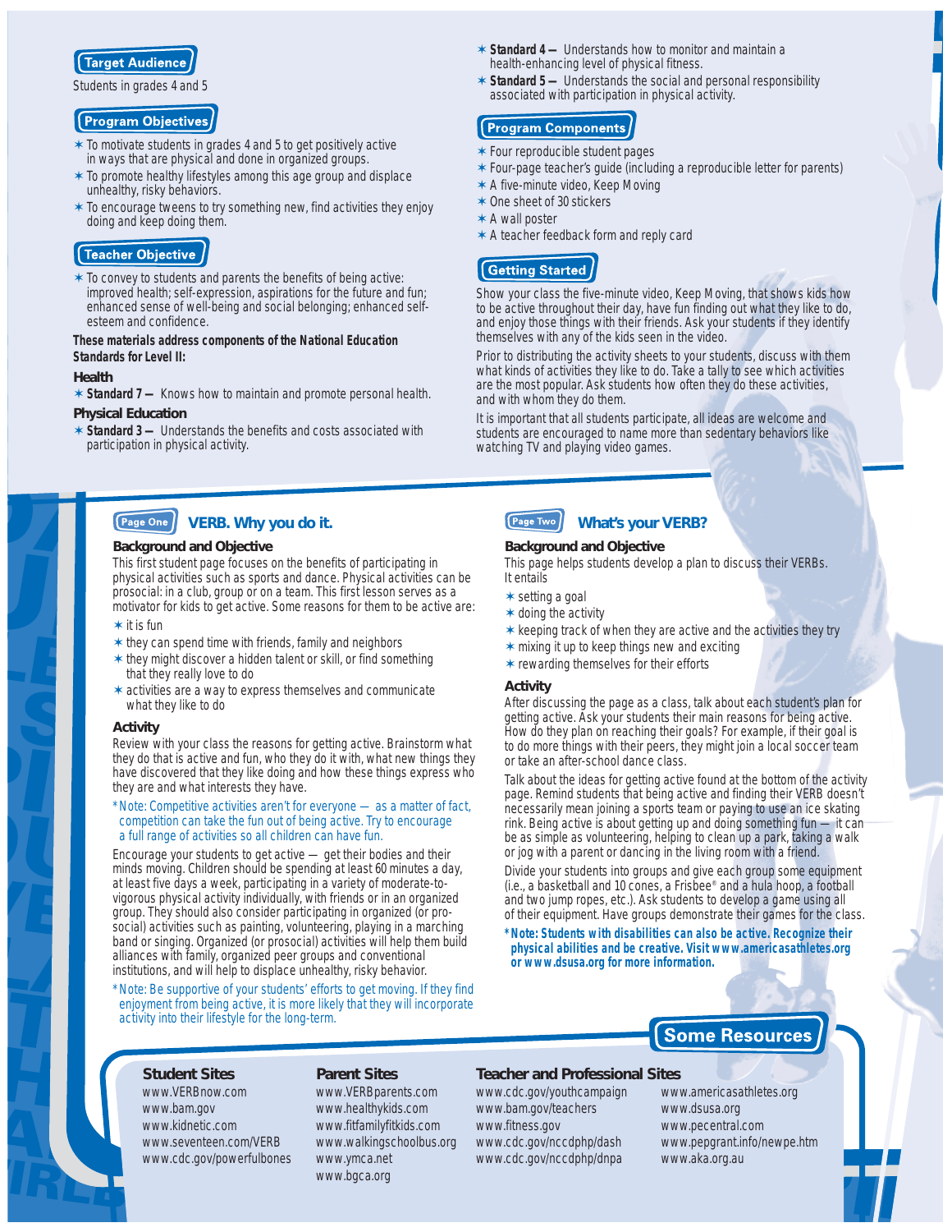## Target Audience

Students in grades 4 and 5

## Program Objectives

- To motivate students in grades 4 and 5 to get positively active in ways that are physical and done in organized groups.
- To promote healthy lifestyles among this age group and displace unhealthy, risky behaviors.
- To encourage tweens to try something new, find activities they enjoy doing and keep doing them.

## Teacher Objective

- To convey to students and parents the benefits of being active: improved health; self-expression, aspirations for the future and fun; enhanced sense of well-being and social belonging; enhanced self-esteem and confidence.

**These materials address components of the National Education Standards for Level II:**

### Health

- **Standard 7 —** Knows how to maintain and promote personal health.

### Physical Education

- **Standard 3 —** Understands the benefits and costs associated with participation in physical activity.
- **Standard 4 —** Understands how to monitor and maintain a health-enhancing level of physical fitness.
- **Standard 5 —** Understands the social and personal responsibility associated with participation in physical activity.

## Program Components

- Four reproducible student pages
- Four-page teacher's guide (including a reproducible letter for parents)
- A five-minute video, Keep Moving
- One sheet of 30 stickers
- A wall poster
- A teacher feedback form and reply card

## Getting Started

Show your class the five-minute video, Keep Moving, that shows kids how to be active throughout their day, have fun finding out what they like to do, and enjoy those things with their friends. Ask your students if they identify themselves with any of the kids seen in the video.

Prior to distributing the activity sheets to your students, discuss with them what kinds of activities they like to do. Take a tally to see which activities are the most popular. Ask students how often they do these activities, and with whom they do them.

It is important that all students participate, all ideas are welcome and students are encouraged to name more than sedentary behaviors like watching TV and playing video games.

## Page One — VERB. Why you do it.

### Background and Objective

This first student page focuses on the benefits of participating in physical activities such as sports and dance. Physical activities can be prosocial: in a club, group or on a team. This first lesson serves as a motivator for kids to get active. Some reasons for them to be active are:

- it is fun
- they can spend time with friends, family and neighbors
- they might discover a hidden talent or skill, or find something that they really love to do
- activities are a way to express themselves and communicate what they like to do

### Activity

Review with your class the reasons for getting active. Brainstorm what they do that is active and fun, who they do it with, what new things they have discovered that they like doing and how these things express who they are and what interests they have.

*Note: Competitive activities aren't for everyone — as a matter of fact, competition can take the fun out of being active. Try to encourage a full range of activities so all children can have fun.

Encourage your students to get active — get their bodies and their minds moving. Children should be spending at least 60 minutes a day, at least five days a week, participating in a variety of moderate-to-vigorous physical activity individually, with friends or in an organized group. They should also consider participating in organized (or pro-social) activities such as painting, volunteering, playing in a marching band or singing. Organized (or prosocial) activities will help them build alliances with family, organized peer groups and conventional institutions, and will help to displace unhealthy, risky behavior.

*Note: Be supportive of your students' efforts to get moving. If they find enjoyment from being active, it is more likely that they will incorporate activity into their lifestyle for the long-term.

## Page Two — What's your VERB?

### Background and Objective

This page helps students develop a plan to discuss their VERBs. It entails

- setting a goal
- doing the activity
- keeping track of when they are active and the activities they try
- mixing it up to keep things new and exciting
- rewarding themselves for their efforts

### Activity

After discussing the page as a class, talk about each student's plan for getting active. Ask your students their main reasons for being active. How do they plan on reaching their goals? For example, if their goal is to do more things with their peers, they might join a local soccer team or take an after-school dance class.

Talk about the ideas for getting active found at the bottom of the activity page. Remind students that being active and finding their VERB doesn't necessarily mean joining a sports team or paying to use an ice skating rink. Being active is about getting up and doing something fun — it can be as simple as volunteering, helping to clean up a park, taking a walk or jog with a parent or dancing in the living room with a friend.

Divide your students into groups and give each group some equipment (i.e., a basketball and 10 cones, a Frisbee® and a hula hoop, a football and two jump ropes, etc.). Ask students to develop a game using all of their equipment. Have groups demonstrate their games for the class.

***Note: Students with disabilities can also be active. Recognize their physical abilities and be creative. Visit www.americasathletes.org or www.dsusa.org for more information.**

## Some Resources

### Student Sites

www.VERBnow.com
www.bam.gov
www.kidnetic.com
www.seventeen.com/VERB
www.cdc.gov/powerfulbones

### Parent Sites

www.VERBparents.com
www.healthykids.com
www.fitfamilyfitkids.com
www.walkingschoolbus.org
www.ymca.net
www.bgca.org

### Teacher and Professional Sites

www.cdc.gov/youthcampaign
www.bam.gov/teachers
www.fitness.gov
www.cdc.gov/nccdphp/dash
www.cdc.gov/nccdphp/dnpa
www.americasathletes.org
www.dsusa.org
www.pecentral.com
www.pepgrant.info/newpe.htm
www.aka.org.au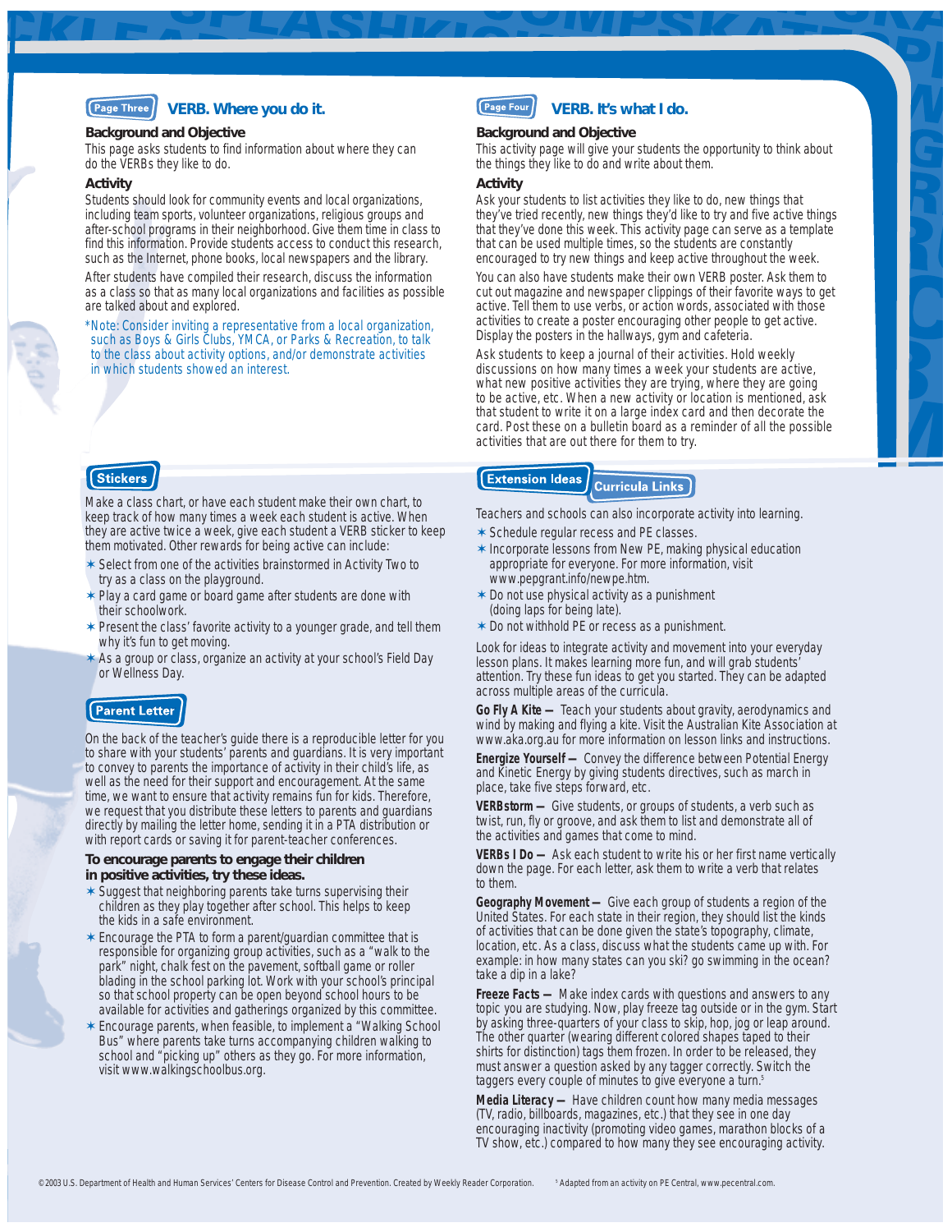## Page Three — VERB. Where you do it.

### Background and Objective

This page asks students to find information about where they can do the VERBs they like to do.

### Activity

Students should look for community events and local organizations, including team sports, volunteer organizations, religious groups and after-school programs in their neighborhood. Give them time in class to find this information. Provide students access to conduct this research, such as the Internet, phone books, local newspapers and the library.

After students have compiled their research, discuss the information as a class so that as many local organizations and facilities as possible are talked about and explored.

*Note: Consider inviting a representative from a local organization, such as Boys & Girls Clubs, YMCA, or Parks & Recreation, to talk to the class about activity options, and/or demonstrate activities in which students showed an interest.

## Page Four — VERB. It's what I do.

### Background and Objective

This activity page will give your students the opportunity to think about the things they like to do and write about them.

### Activity

Ask your students to list activities they like to do, new things that they've tried recently, new things they'd like to try and five active things that they've done this week. This activity page can serve as a template that can be used multiple times, so the students are constantly encouraged to try new things and keep active throughout the week.

You can also have students make their own VERB poster. Ask them to cut out magazine and newspaper clippings of their favorite ways to get active. Tell them to use verbs, or action words, associated with those activities to create a poster encouraging other people to get active. Display the posters in the hallways, gym and cafeteria.

Ask students to keep a journal of their activities. Hold weekly discussions on how many times a week your students are active, what new positive activities they are trying, where they are going to be active, etc. When a new activity or location is mentioned, ask that student to write it on a large index card and then decorate the card. Post these on a bulletin board as a reminder of all the possible activities that are out there for them to try.

## Stickers

Make a class chart, or have each student make their own chart, to keep track of how many times a week each student is active. When they are active twice a week, give each student a VERB sticker to keep them motivated. Other rewards for being active can include:

- Select from one of the activities brainstormed in Activity Two to try as a class on the playground.
- Play a card game or board game after students are done with their schoolwork.
- Present the class' favorite activity to a younger grade, and tell them why it's fun to get moving.
- As a group or class, organize an activity at your school's Field Day or Wellness Day.

## Parent Letter

On the back of the teacher's guide there is a reproducible letter for you to share with your students' parents and guardians. It is very important to convey to parents the importance of activity in their child's life, as well as the need for their support and encouragement. At the same time, we want to ensure that activity remains fun for kids. Therefore, we request that you distribute these letters to parents and guardians directly by mailing the letter home, sending it in a PTA distribution or with report cards or saving it for parent-teacher conferences.

### To encourage parents to engage their children in positive activities, try these ideas.

- Suggest that neighboring parents take turns supervising their children as they play together after school. This helps to keep the kids in a safe environment.
- Encourage the PTA to form a parent/guardian committee that is responsible for organizing group activities, such as a "walk to the park" night, chalk fest on the pavement, softball game or roller blading in the school parking lot. Work with your school's principal so that school property can be open beyond school hours to be available for activities and gatherings organized by this committee.
- Encourage parents, when feasible, to implement a "Walking School Bus" where parents take turns accompanying children walking to school and "picking up" others as they go. For more information, visit www.walkingschoolbus.org.

## Extension Ideas / Curricula Links

Teachers and schools can also incorporate activity into learning.

- Schedule regular recess and PE classes.
- Incorporate lessons from New PE, making physical education appropriate for everyone. For more information, visit www.pepgrant.info/newpe.htm.
- Do not use physical activity as a punishment (doing laps for being late).
- Do not withhold PE or recess as a punishment.

Look for ideas to integrate activity and movement into your everyday lesson plans. It makes learning more fun, and will grab students' attention. Try these fun ideas to get you started. They can be adapted across multiple areas of the curricula.

**Go Fly A Kite —** Teach your students about gravity, aerodynamics and wind by making and flying a kite. Visit the Australian Kite Association at www.aka.org.au for more information on lesson links and instructions.

**Energize Yourself —** Convey the difference between Potential Energy and Kinetic Energy by giving students directives, such as march in place, take five steps forward, etc.

**VERBstorm —** Give students, or groups of students, a verb such as twist, run, fly or groove, and ask them to list and demonstrate all of the activities and games that come to mind.

**VERBs I Do —** Ask each student to write his or her first name vertically down the page. For each letter, ask them to write a verb that relates to them.

**Geography Movement —** Give each group of students a region of the United States. For each state in their region, they should list the kinds of activities that can be done given the state's topography, climate, location, etc. As a class, discuss what the students came up with. For example: in how many states can you ski? go swimming in the ocean? take a dip in a lake?

**Freeze Facts —** Make index cards with questions and answers to any topic you are studying. Now, play freeze tag outside or in the gym. Start by asking three-quarters of your class to skip, hop, jog or leap around. The other quarter (wearing different colored shapes taped to their shirts for distinction) tags them frozen. In order to be released, they must answer a question asked by any tagger correctly. Switch the taggers every couple of minutes to give everyone a turn.[5]

**Media Literacy —** Have children count how many media messages (TV, radio, billboards, magazines, etc.) that they see in one day encouraging inactivity (promoting video games, marathon blocks of a TV show, etc.) compared to how many they see encouraging activity.

©2003 U.S. Department of Health and Human Services' Centers for Disease Control and Prevention. Created by Weekly Reader Corporation.

[5] Adapted from an activity on PE Central, www.pecentral.com.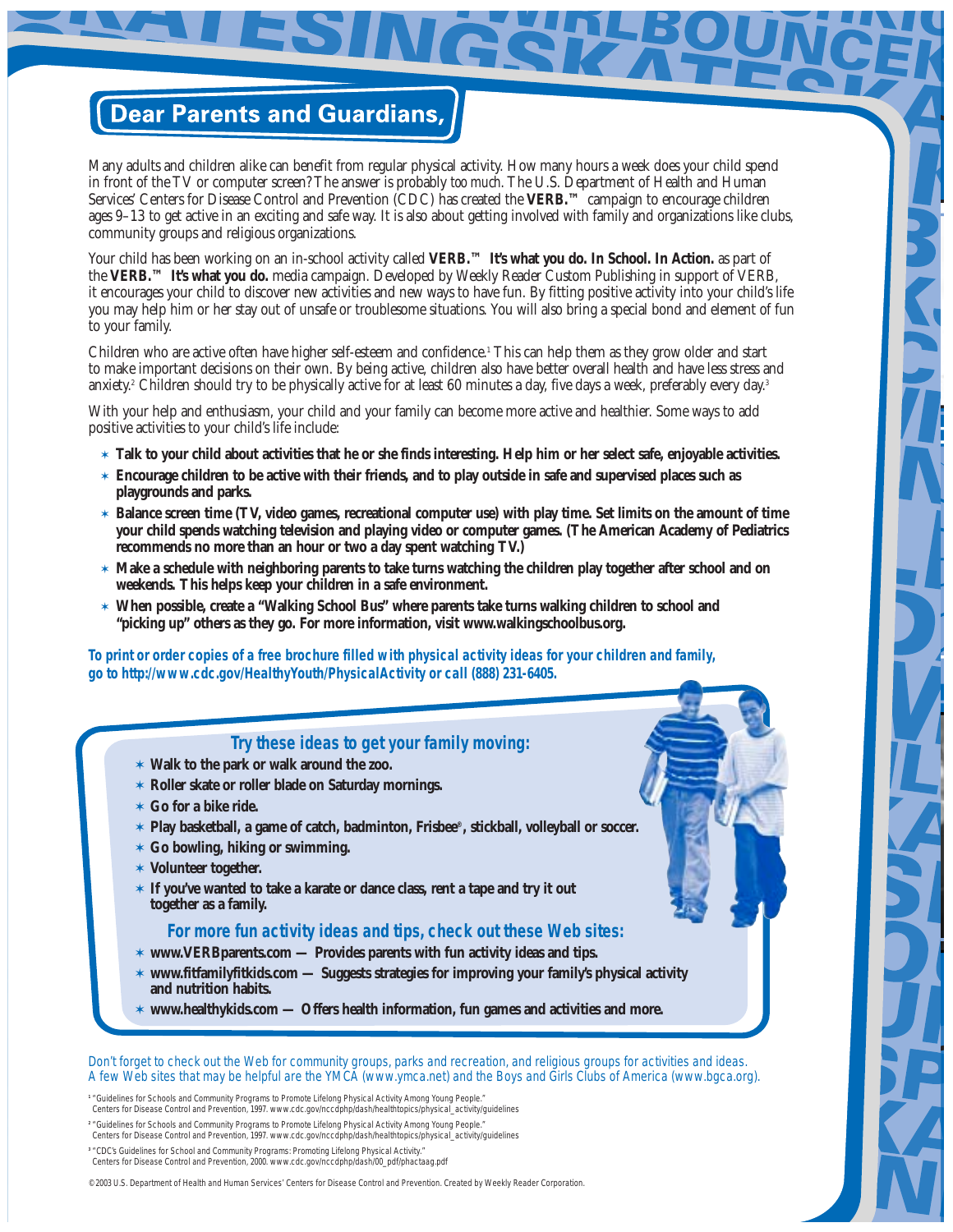## Dear Parents and Guardians,

Many adults and children alike can benefit from regular physical activity. How many hours a week does your child spend in front of the TV or computer screen? The answer is probably *too much.* The U.S. Department of Health and Human Services' Centers for Disease Control and Prevention (CDC) has created the **VERB.™** campaign to encourage children ages 9–13 to get active in an exciting and safe way. It is also about getting involved with family and organizations like clubs, community groups and religious organizations.

Your child has been working on an in-school activity called **VERB.™ It's what you do. In School. In Action.** as part of the **VERB.™ It's what you do.** media campaign. Developed by Weekly Reader Custom Publishing in support of VERB, it encourages your child to discover new activities and new ways to have fun. By fitting positive activity into your child's life you may help him or her stay out of unsafe or troublesome situations. You will also bring a special bond and element of fun to your family.

Children who are active often have higher self-esteem and confidence.[1] This can help them as they grow older and start to make important decisions on their own. By being active, children also have better overall health and have less stress and anxiety.[2] Children should try to be physically active for at least 60 minutes a day, five days a week, preferably every day.[3]

With your help and enthusiasm, your child and your family can become more active and healthier. Some ways to add positive activities to your child's life include:

- **Talk to your child about activities that he or she finds interesting. Help him or her select safe, enjoyable activities.**
- **Encourage children to be active with their friends, and to play outside in safe and supervised places such as playgrounds and parks.**
- **Balance screen time (TV, video games, recreational computer use) with play time. Set limits on the amount of time your child spends watching television and playing video or computer games. (The American Academy of Pediatrics recommends no more than an hour or two a day spent watching TV.)**
- **Make a schedule with neighboring parents to take turns watching the children play together after school and on weekends. This helps keep your children in a safe environment.**
- **When possible, create a "Walking School Bus" where parents take turns walking children to school and "picking up" others as they go. For more information, visit www.walkingschoolbus.org.**

***To print or order copies of a free brochure filled with physical activity ideas for your children and family, go to http://www.cdc.gov/HealthyYouth/PhysicalActivity or call (888) 231-6405.***

### Try these ideas to get your family moving:

- **Walk to the park or walk around the zoo.**
- **Roller skate or roller blade on Saturday mornings.**
- **Go for a bike ride.**
- **Play basketball, a game of catch, badminton, Frisbee®, stickball, volleyball or soccer.**
- **Go bowling, hiking or swimming.**
- **Volunteer together.**
- **If you've wanted to take a karate or dance class, rent a tape and try it out together as a family.**

### For more fun activity ideas and tips, check out these Web sites:

- **www.VERBparents.com — Provides parents with fun activity ideas and tips.**
- **www.fitfamilyfitkids.com — Suggests strategies for improving your family's physical activity and nutrition habits.**
- **www.healthykids.com — Offers health information, fun games and activities and more.**

*Don't forget to check out the Web for community groups, parks and recreation, and religious groups for activities and ideas. A few Web sites that may be helpful are the YMCA (www.ymca.net) and the Boys and Girls Clubs of America (www.bgca.org).*

[1] "Guidelines for Schools and Community Programs to Promote Lifelong Physical Activity Among Young People." Centers for Disease Control and Prevention, 1997. www.cdc.gov/nccdphp/dash/healthtopics/physical_activity/guidelines

[2] "Guidelines for Schools and Community Programs to Promote Lifelong Physical Activity Among Young People." Centers for Disease Control and Prevention, 1997. www.cdc.gov/nccdphp/dash/healthtopics/physical_activity/guidelines

[3] "CDC's Guidelines for School and Community Programs: Promoting Lifelong Physical Activity." Centers for Disease Control and Prevention, 2000. www.cdc.gov/nccdphp/dash/00_pdf/phactaag.pdf

©2003 U.S. Department of Health and Human Services' Centers for Disease Control and Prevention. Created by Weekly Reader Corporation.